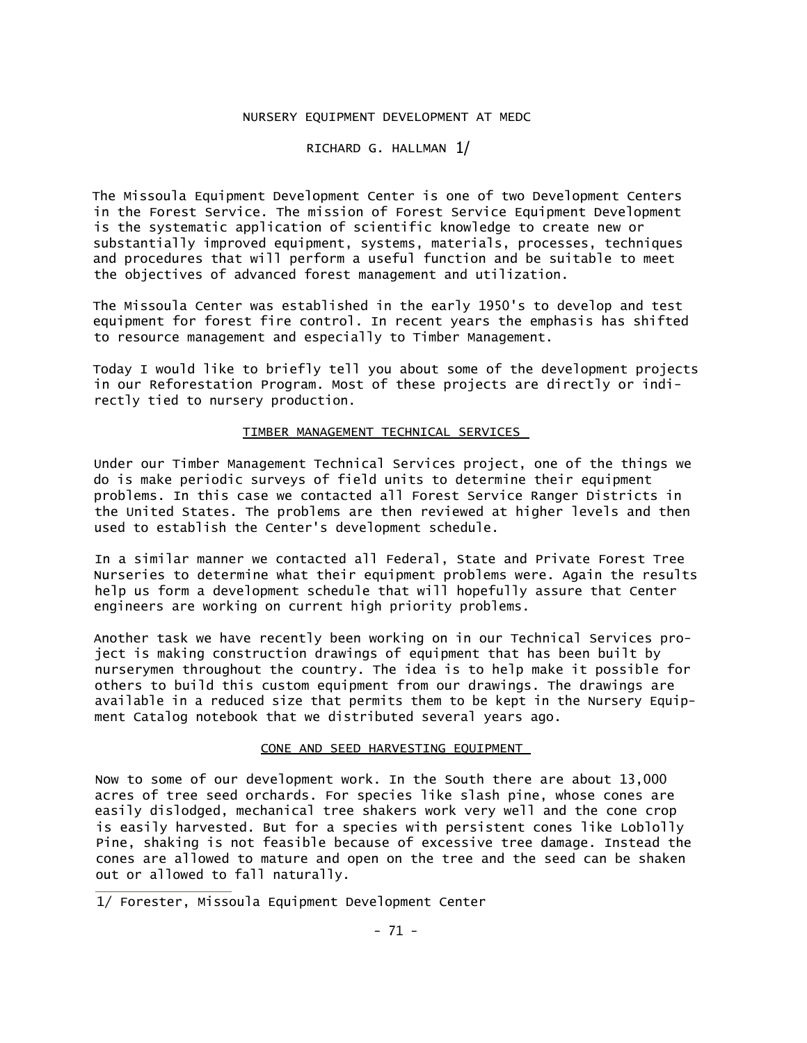# NURSERY EQUIPMENT DEVELOPMENT AT MEDC

RICHARD G. HALLMAN [1/]

The Missoula Equipment Development Center is one of two Development Centers in the Forest Service. The mission of Forest Service Equipment Development is the systematic application of scientific knowledge to create new or substantially improved equipment, systems, materials, processes, techniques and procedures that will perform a useful function and be suitable to meet the objectives of advanced forest management and utilization.

The Missoula Center was established in the early 1950's to develop and test equipment for forest fire control. In recent years the emphasis has shifted to resource management and especially to Timber Management.

Today I would like to briefly tell you about some of the development projects in our Reforestation Program. Most of these projects are directly or indirectly tied to nursery production.

## TIMBER MANAGEMENT TECHNICAL SERVICES

Under our Timber Management Technical Services project, one of the things we do is make periodic surveys of field units to determine their equipment problems. In this case we contacted all Forest Service Ranger Districts in the United States. The problems are then reviewed at higher levels and then used to establish the Center's development schedule.

In a similar manner we contacted all Federal, State and Private Forest Tree Nurseries to determine what their equipment problems were. Again the results help us form a development schedule that will hopefully assure that Center engineers are working on current high priority problems.

Another task we have recently been working on in our Technical Services project is making construction drawings of equipment that has been built by nurserymen throughout the country. The idea is to help make it possible for others to build this custom equipment from our drawings. The drawings are available in a reduced size that permits them to be kept in the Nursery Equipment Catalog notebook that we distributed several years ago.

## CONE AND SEED HARVESTING EQUIPMENT

Now to some of our development work. In the South there are about 13,000 acres of tree seed orchards. For species like slash pine, whose cones are easily dislodged, mechanical tree shakers work very well and the cone crop is easily harvested. But for a species with persistent cones like Loblolly Pine, shaking is not feasible because of excessive tree damage. Instead the cones are allowed to mature and open on the tree and the seed can be shaken out or allowed to fall naturally.

---

1/ Forester, Missoula Equipment Development Center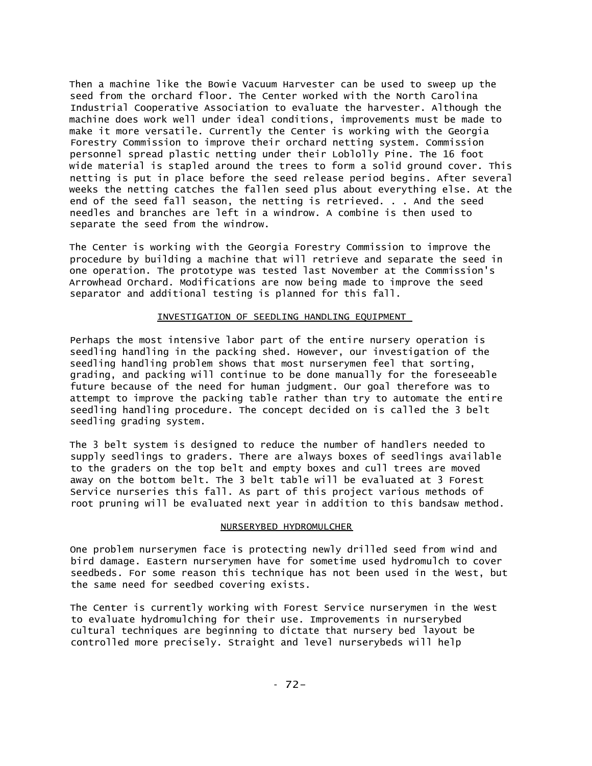Then a machine like the Bowie Vacuum Harvester can be used to sweep up the seed from the orchard floor. The Center worked with the North Carolina Industrial Cooperative Association to evaluate the harvester. Although the machine does work well under ideal conditions, improvements must be made to make it more versatile. Currently the Center is working with the Georgia Forestry Commission to improve their orchard netting system. Commission personnel spread plastic netting under their Loblolly Pine. The 16 foot wide material is stapled around the trees to form a solid ground cover. This netting is put in place before the seed release period begins. After several weeks the netting catches the fallen seed plus about everything else. At the end of the seed fall season, the netting is retrieved. . . And the seed needles and branches are left in a windrow. A combine is then used to separate the seed from the windrow.

The Center is working with the Georgia Forestry Commission to improve the procedure by building a machine that will retrieve and separate the seed in one operation. The prototype was tested last November at the Commission's Arrowhead Orchard. Modifications are now being made to improve the seed separator and additional testing is planned for this fall.

## INVESTIGATION OF SEEDLING HANDLING EQUIPMENT

Perhaps the most intensive labor part of the entire nursery operation is seedling handling in the packing shed. However, our investigation of the seedling handling problem shows that most nurserymen feel that sorting, grading, and packing will continue to be done manually for the foreseeable future because of the need for human judgment. Our goal therefore was to attempt to improve the packing table rather than try to automate the entire seedling handling procedure. The concept decided on is called the 3 belt seedling grading system.

The 3 belt system is designed to reduce the number of handlers needed to supply seedlings to graders. There are always boxes of seedlings available to the graders on the top belt and empty boxes and cull trees are moved away on the bottom belt. The 3 belt table will be evaluated at 3 Forest Service nurseries this fall. As part of this project various methods of root pruning will be evaluated next year in addition to this bandsaw method.

## NURSERYBED HYDROMULCHER

One problem nurserymen face is protecting newly drilled seed from wind and bird damage. Eastern nurserymen have for sometime used hydromulch to cover seedbeds. For some reason this technique has not been used in the West, but the same need for seedbed covering exists.

The Center is currently working with Forest Service nurserymen in the West to evaluate hydromulching for their use. Improvements in nurserybed cultural techniques are beginning to dictate that nursery bed layout be controlled more precisely. Straight and level nurserybeds will help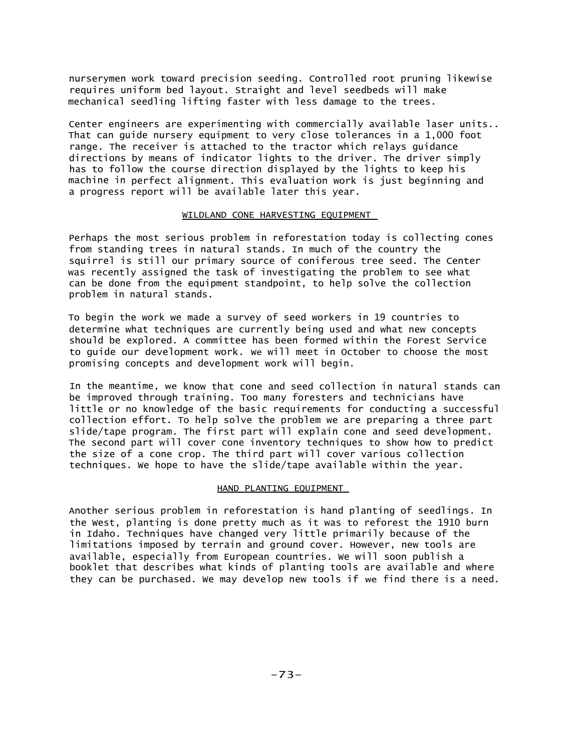nurserymen work toward precision seeding. Controlled root pruning likewise requires uniform bed layout. Straight and level seedbeds will make mechanical seedling lifting faster with less damage to the trees.

Center engineers are experimenting with commercially available laser units.. That can guide nursery equipment to very close tolerances in a 1,000 foot range. The receiver is attached to the tractor which relays guidance directions by means of indicator lights to the driver. The driver simply has to follow the course direction displayed by the lights to keep his machine in perfect alignment. This evaluation work is just beginning and a progress report will be available later this year.

## WILDLAND CONE HARVESTING EQUIPMENT

Perhaps the most serious problem in reforestation today is collecting cones from standing trees in natural stands. In much of the country the squirrel is still our primary source of coniferous tree seed. The Center was recently assigned the task of investigating the problem to see what can be done from the equipment standpoint, to help solve the collection problem in natural stands.

To begin the work we made a survey of seed workers in 19 countries to determine what techniques are currently being used and what new concepts should be explored. A committee has been formed within the Forest Service to guide our development work. We will meet in October to choose the most promising concepts and development work will begin.

In the meantime, we know that cone and seed collection in natural stands can be improved through training. Too many foresters and technicians have little or no knowledge of the basic requirements for conducting a successful collection effort. To help solve the problem we are preparing a three part slide/tape program. The first part will explain cone and seed development. The second part will cover cone inventory techniques to show how to predict the size of a cone crop. The third part will cover various collection techniques. We hope to have the slide/tape available within the year.

## HAND PLANTING EQUIPMENT

Another serious problem in reforestation is hand planting of seedlings. In the West, planting is done pretty much as it was to reforest the 1910 burn in Idaho. Techniques have changed very little primarily because of the limitations imposed by terrain and ground cover. However, new tools are available, especially from European countries. We will soon publish a booklet that describes what kinds of planting tools are available and where they can be purchased. We may develop new tools if we find there is a need.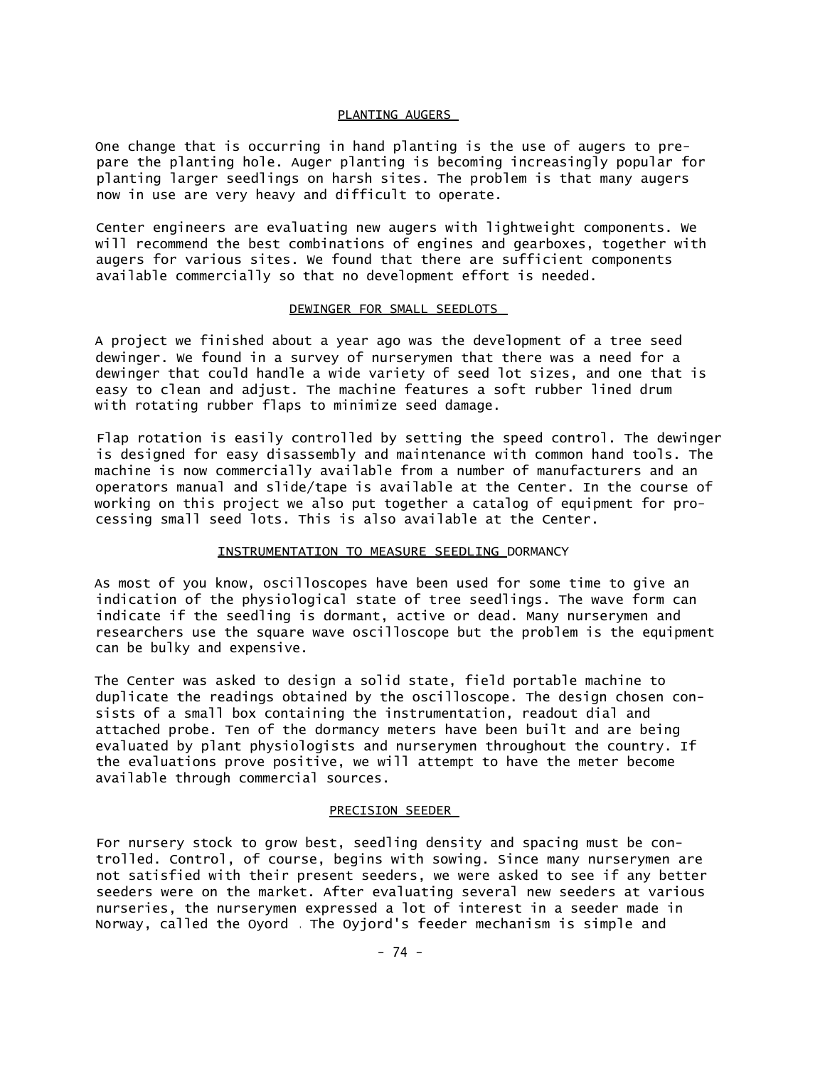## PLANTING AUGERS

One change that is occurring in hand planting is the use of augers to prepare the planting hole. Auger planting is becoming increasingly popular for planting larger seedlings on harsh sites. The problem is that many augers now in use are very heavy and difficult to operate.

Center engineers are evaluating new augers with lightweight components. We will recommend the best combinations of engines and gearboxes, together with augers for various sites. We found that there are sufficient components available commercially so that no development effort is needed.

## DEWINGER FOR SMALL SEEDLOTS

A project we finished about a year ago was the development of a tree seed dewinger. We found in a survey of nurserymen that there was a need for a dewinger that could handle a wide variety of seed lot sizes, and one that is easy to clean and adjust. The machine features a soft rubber lined drum with rotating rubber flaps to minimize seed damage.

Flap rotation is easily controlled by setting the speed control. The dewinger is designed for easy disassembly and maintenance with common hand tools. The machine is now commercially available from a number of manufacturers and an operators manual and slide/tape is available at the Center. In the course of working on this project we also put together a catalog of equipment for processing small seed lots. This is also available at the Center.

## INSTRUMENTATION TO MEASURE SEEDLING DORMANCY

As most of you know, oscilloscopes have been used for some time to give an indication of the physiological state of tree seedlings. The wave form can indicate if the seedling is dormant, active or dead. Many nurserymen and researchers use the square wave oscilloscope but the problem is the equipment can be bulky and expensive.

The Center was asked to design a solid state, field portable machine to duplicate the readings obtained by the oscilloscope. The design chosen consists of a small box containing the instrumentation, readout dial and attached probe. Ten of the dormancy meters have been built and are being evaluated by plant physiologists and nurserymen throughout the country. If the evaluations prove positive, we will attempt to have the meter become available through commercial sources.

## PRECISION SEEDER

For nursery stock to grow best, seedling density and spacing must be controlled. Control, of course, begins with sowing. Since many nurserymen are not satisfied with their present seeders, we were asked to see if any better seeders were on the market. After evaluating several new seeders at various nurseries, the nurserymen expressed a lot of interest in a seeder made in Norway, called the Oyord . The Oyjord's feeder mechanism is simple and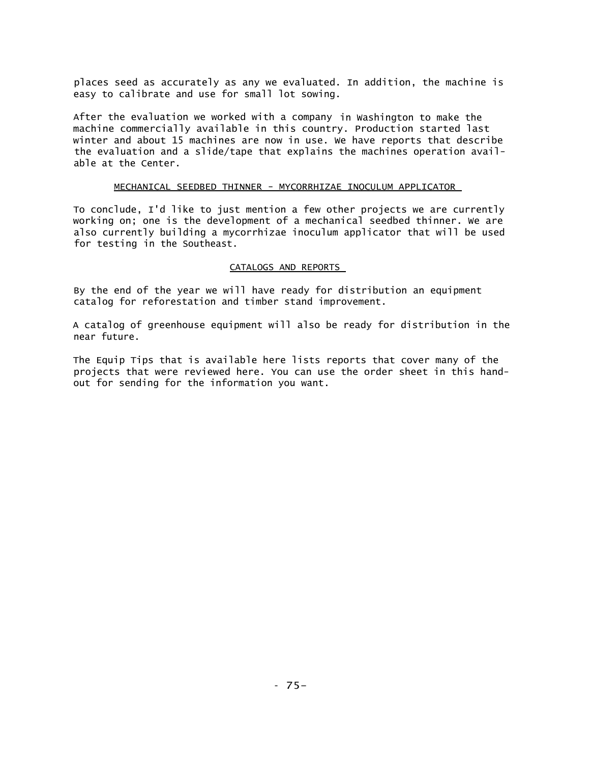places seed as accurately as any we evaluated. In addition, the machine is easy to calibrate and use for small lot sowing.

After the evaluation we worked with a company in Washington to make the machine commercially available in this country. Production started last winter and about 15 machines are now in use. We have reports that describe the evaluation and a slide/tape that explains the machines operation available at the Center.

## MECHANICAL SEEDBED THINNER - MYCORRHIZAE INOCULUM APPLICATOR

To conclude, I'd like to just mention a few other projects we are currently working on; one is the development of a mechanical seedbed thinner. We are also currently building a mycorrhizae inoculum applicator that will be used for testing in the Southeast.

## CATALOGS AND REPORTS

By the end of the year we will have ready for distribution an equipment catalog for reforestation and timber stand improvement.

A catalog of greenhouse equipment will also be ready for distribution in the near future.

The Equip Tips that is available here lists reports that cover many of the projects that were reviewed here. You can use the order sheet in this handout for sending for the information you want.